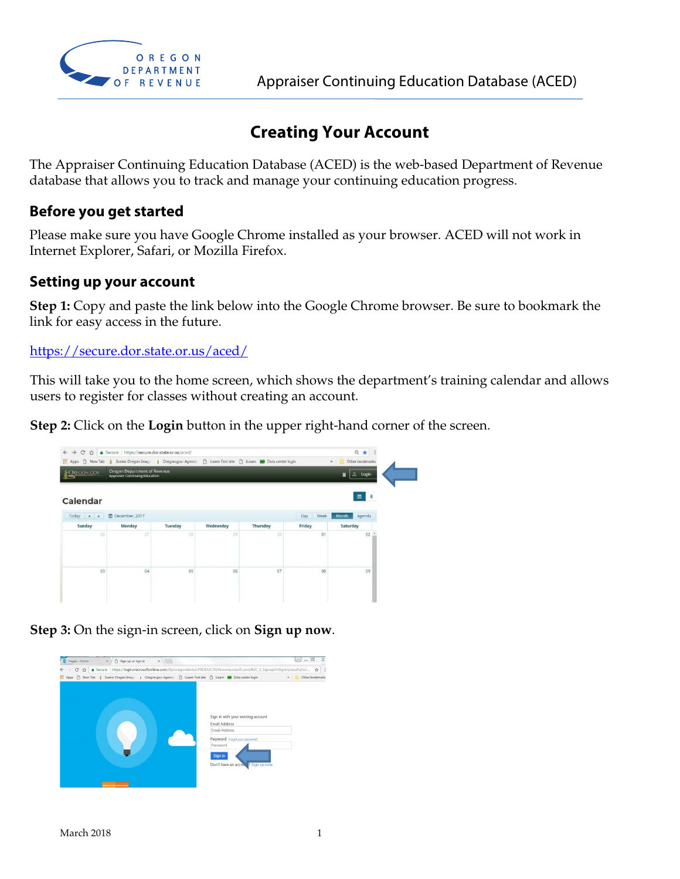Appraiser Continuing Education Database (ACED)

# Creating Your Account

The Appraiser Continuing Education Database (ACED) is the web-based Department of Revenue database that allows you to track and manage your continuing education progress.

## Before you get started

Please make sure you have Google Chrome installed as your browser. ACED will not work in Internet Explorer, Safari, or Mozilla Firefox.

## Setting up your account

**Step 1:** Copy and paste the link below into the Google Chrome browser. Be sure to bookmark the link for easy access in the future.

https://secure.dor.state.or.us/aced/

This will take you to the home screen, which shows the department's training calendar and allows users to register for classes without creating an account.

**Step 2:** Click on the **Login** button in the upper right-hand corner of the screen.

**Step 3:** On the sign-in screen, click on **Sign up now**.

March 2018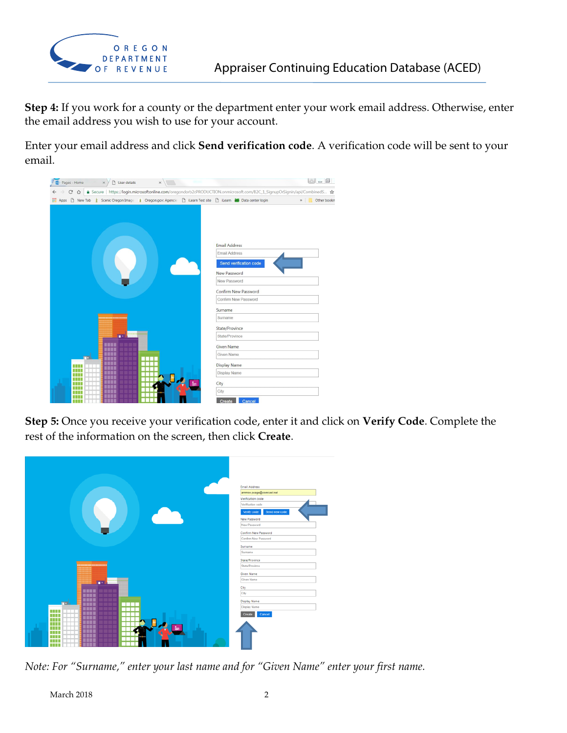**Step 4:** If you work for a county or the department enter your work email address. Otherwise, enter the email address you wish to use for your account.

Enter your email address and click **Send verification code**. A verification code will be sent to your email.

**Step 5:** Once you receive your verification code, enter it and click on **Verify Code**. Complete the rest of the information on the screen, then click **Create**.

*Note: For "Surname," enter your last name and for "Given Name" enter your first name.*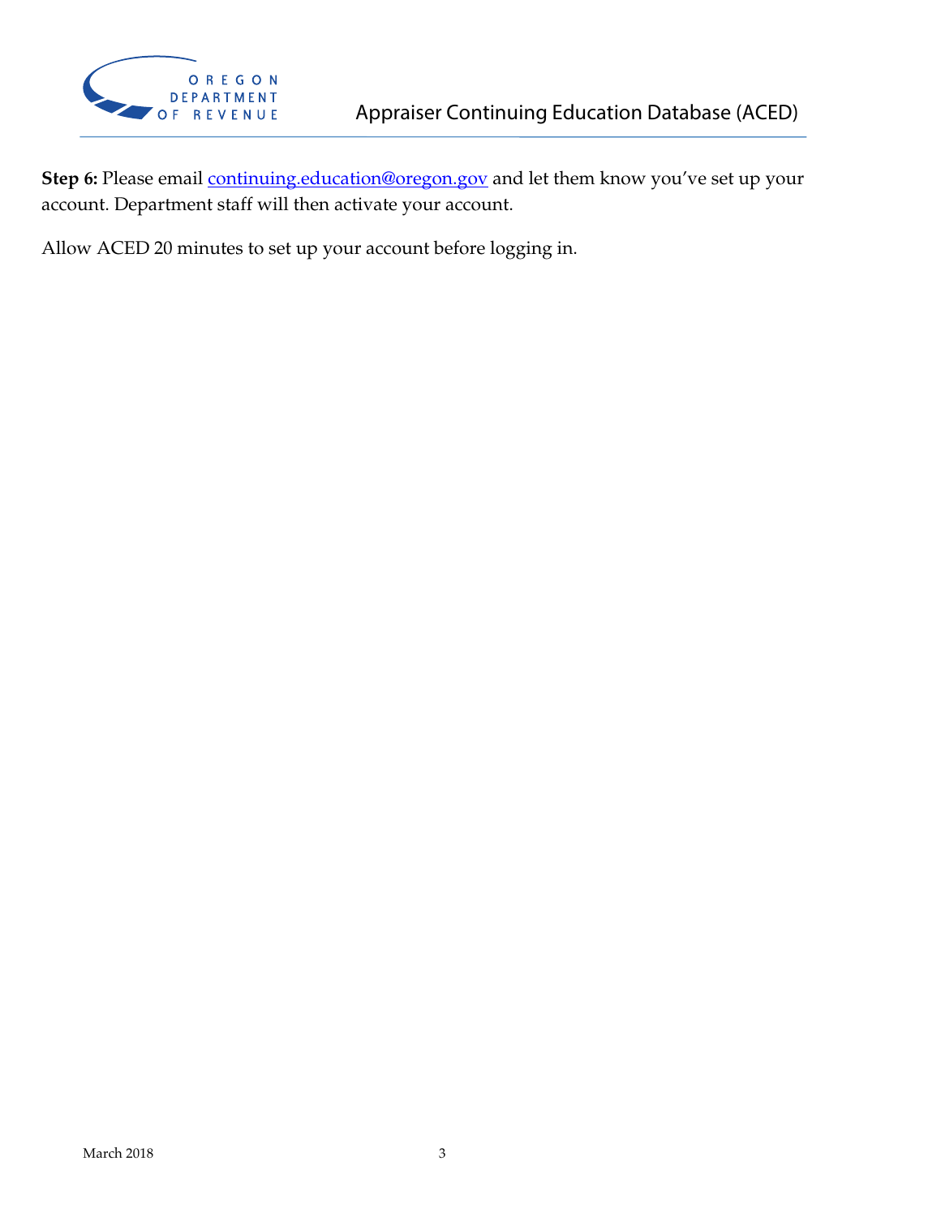**Step 6:** Please email continuing.education@oregon.gov and let them know you've set up your account. Department staff will then activate your account.

Allow ACED 20 minutes to set up your account before logging in.